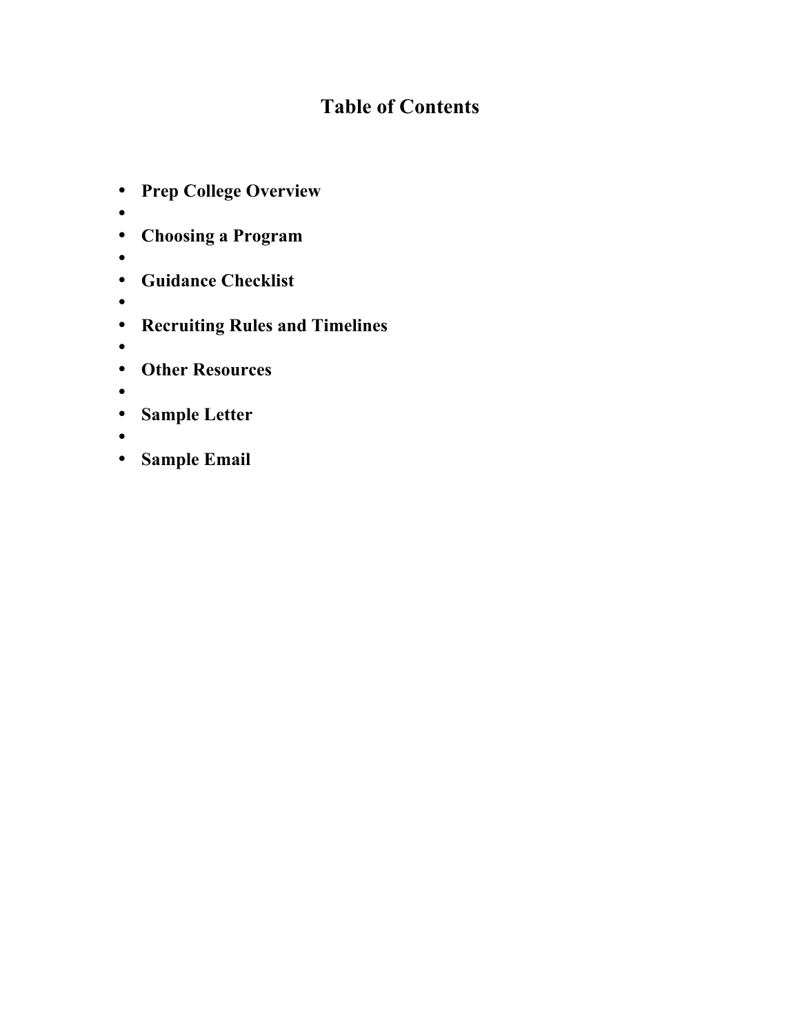# Table of Contents

- **Prep College Overview**
- **Choosing a Program**
- **Guidance Checklist**
- **Recruiting Rules and Timelines**
- **Other Resources**
- **Sample Letter**
- **Sample Email**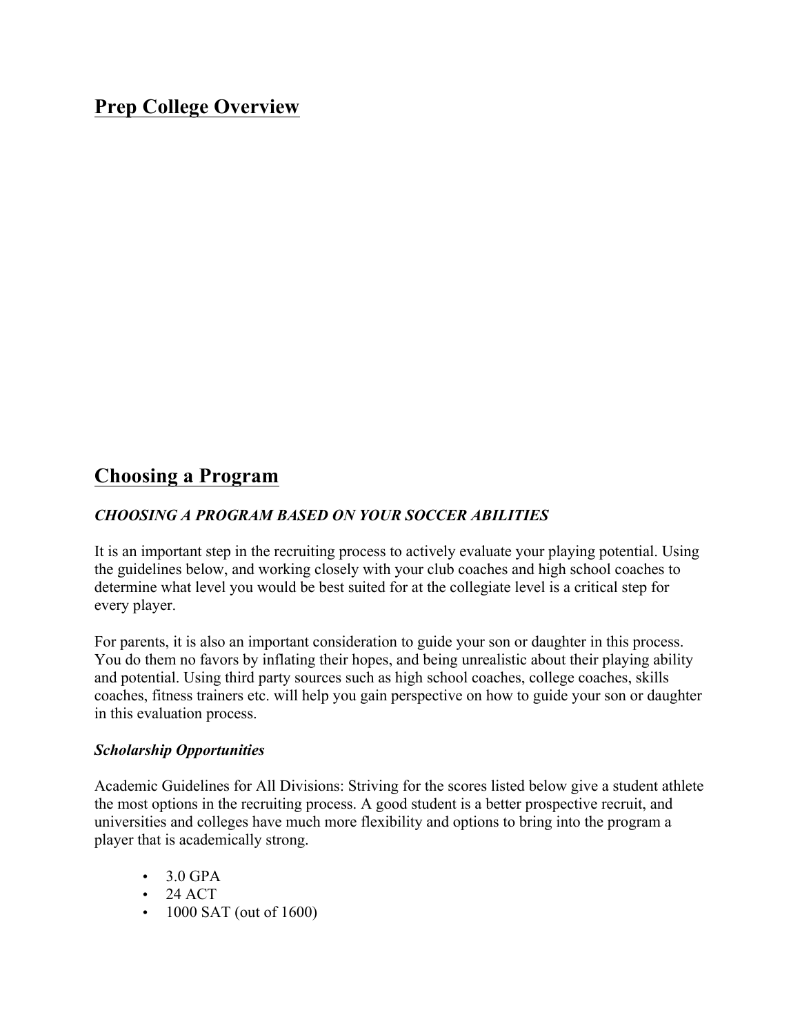## Prep College Overview

## Choosing a Program

***CHOOSING A PROGRAM BASED ON YOUR SOCCER ABILITIES***

It is an important step in the recruiting process to actively evaluate your playing potential. Using the guidelines below, and working closely with your club coaches and high school coaches to determine what level you would be best suited for at the collegiate level is a critical step for every player.

For parents, it is also an important consideration to guide your son or daughter in this process. You do them no favors by inflating their hopes, and being unrealistic about their playing ability and potential. Using third party sources such as high school coaches, college coaches, skills coaches, fitness trainers etc. will help you gain perspective on how to guide your son or daughter in this evaluation process.

***Scholarship Opportunities***

Academic Guidelines for All Divisions: Striving for the scores listed below give a student athlete the most options in the recruiting process. A good student is a better prospective recruit, and universities and colleges have much more flexibility and options to bring into the program a player that is academically strong.

- 3.0 GPA
- 24 ACT
- 1000 SAT (out of 1600)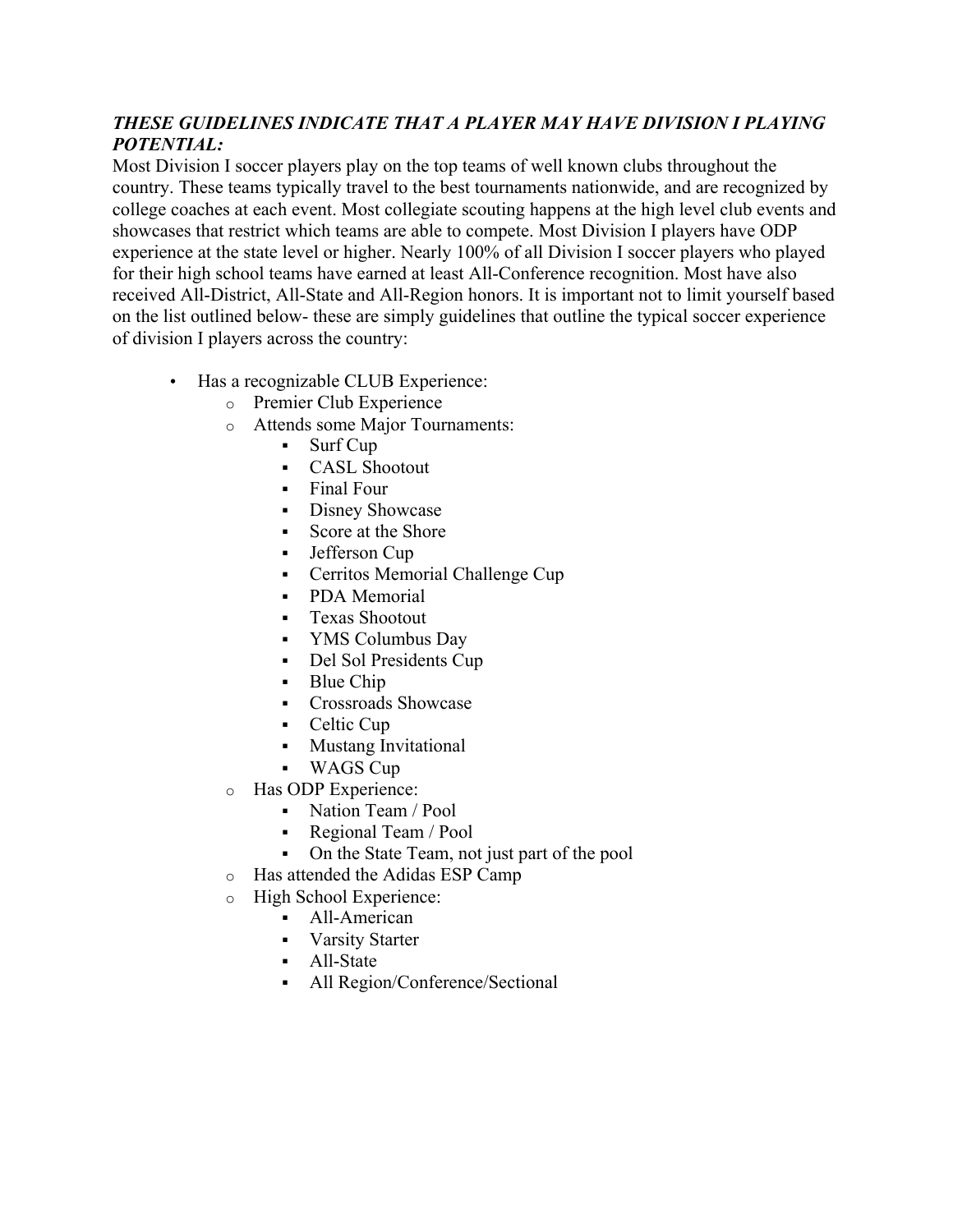***THESE GUIDELINES INDICATE THAT A PLAYER MAY HAVE DIVISION I PLAYING POTENTIAL:***

Most Division I soccer players play on the top teams of well known clubs throughout the country. These teams typically travel to the best tournaments nationwide, and are recognized by college coaches at each event. Most collegiate scouting happens at the high level club events and showcases that restrict which teams are able to compete. Most Division I players have ODP experience at the state level or higher. Nearly 100% of all Division I soccer players who played for their high school teams have earned at least All-Conference recognition. Most have also received All-District, All-State and All-Region honors. It is important not to limit yourself based on the list outlined below- these are simply guidelines that outline the typical soccer experience of division I players across the country:

- Has a recognizable CLUB Experience:
    - Premier Club Experience
    - Attends some Major Tournaments:
        - Surf Cup
        - CASL Shootout
        - Final Four
        - Disney Showcase
        - Score at the Shore
        - Jefferson Cup
        - Cerritos Memorial Challenge Cup
        - PDA Memorial
        - Texas Shootout
        - YMS Columbus Day
        - Del Sol Presidents Cup
        - Blue Chip
        - Crossroads Showcase
        - Celtic Cup
        - Mustang Invitational
        - WAGS Cup
    - Has ODP Experience:
        - Nation Team / Pool
        - Regional Team / Pool
        - On the State Team, not just part of the pool
    - Has attended the Adidas ESP Camp
    - High School Experience:
        - All-American
        - Varsity Starter
        - All-State
        - All Region/Conference/Sectional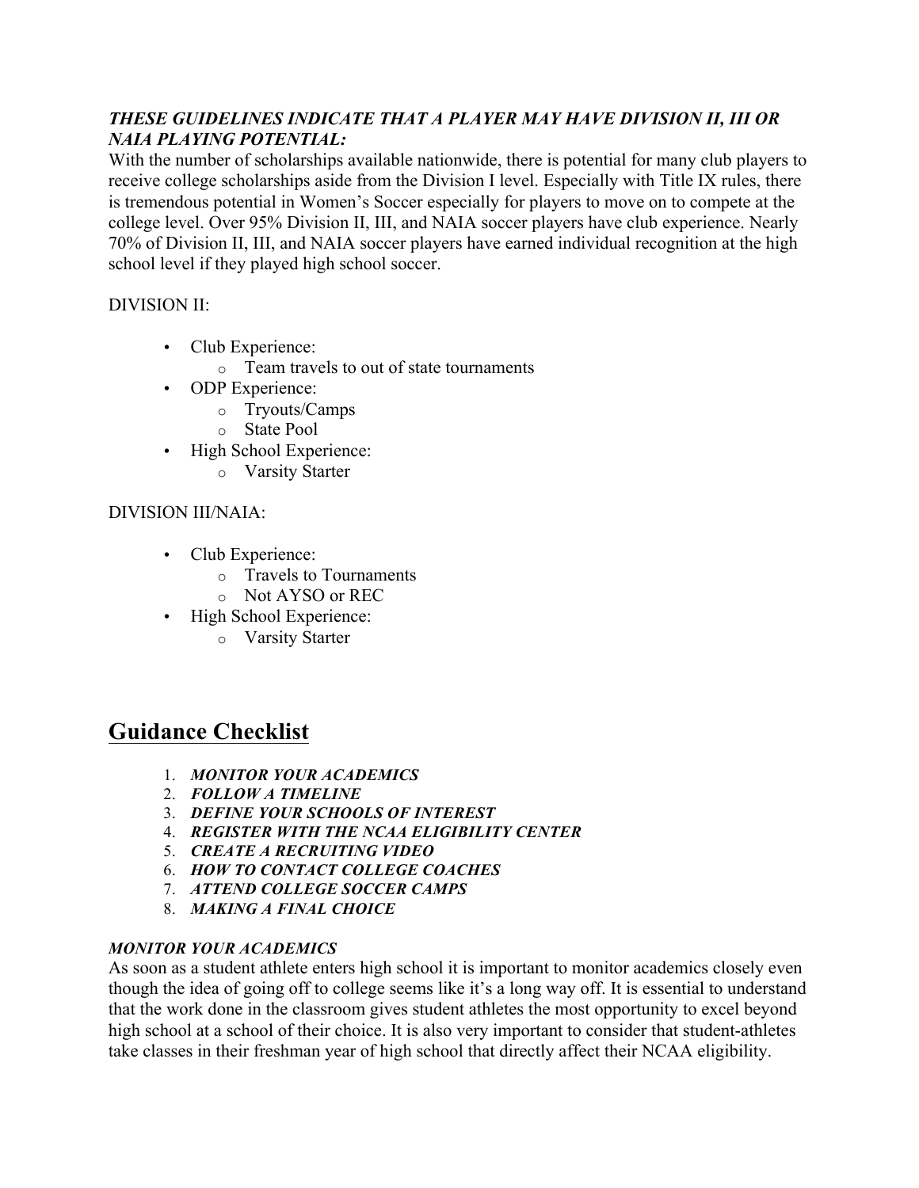***THESE GUIDELINES INDICATE THAT A PLAYER MAY HAVE DIVISION II, III OR NAIA PLAYING POTENTIAL:***

With the number of scholarships available nationwide, there is potential for many club players to receive college scholarships aside from the Division I level. Especially with Title IX rules, there is tremendous potential in Women's Soccer especially for players to move on to compete at the college level. Over 95% Division II, III, and NAIA soccer players have club experience. Nearly 70% of Division II, III, and NAIA soccer players have earned individual recognition at the high school level if they played high school soccer.

DIVISION II:

- Club Experience:
  - Team travels to out of state tournaments
- ODP Experience:
  - Tryouts/Camps
  - State Pool
- High School Experience:
  - Varsity Starter

DIVISION III/NAIA:

- Club Experience:
  - Travels to Tournaments
  - Not AYSO or REC
- High School Experience:
  - Varsity Starter

## Guidance Checklist

1. ***MONITOR YOUR ACADEMICS***
2. ***FOLLOW A TIMELINE***
3. ***DEFINE YOUR SCHOOLS OF INTEREST***
4. ***REGISTER WITH THE NCAA ELIGIBILITY CENTER***
5. ***CREATE A RECRUITING VIDEO***
6. ***HOW TO CONTACT COLLEGE COACHES***
7. ***ATTEND COLLEGE SOCCER CAMPS***
8. ***MAKING A FINAL CHOICE***

***MONITOR YOUR ACADEMICS***

As soon as a student athlete enters high school it is important to monitor academics closely even though the idea of going off to college seems like it's a long way off. It is essential to understand that the work done in the classroom gives student athletes the most opportunity to excel beyond high school at a school of their choice. It is also very important to consider that student-athletes take classes in their freshman year of high school that directly affect their NCAA eligibility.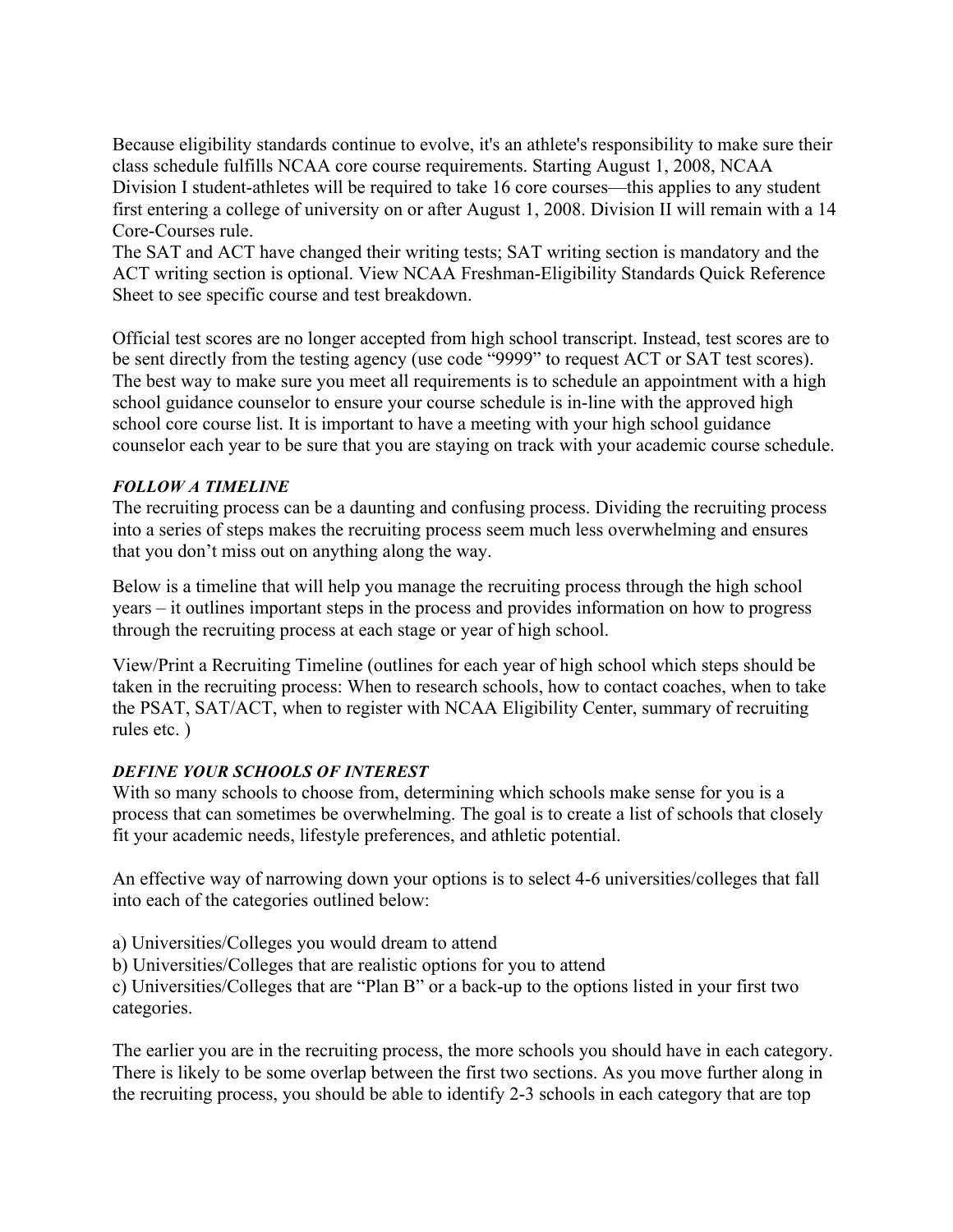Because eligibility standards continue to evolve, it's an athlete's responsibility to make sure their class schedule fulfills NCAA core course requirements. Starting August 1, 2008, NCAA Division I student-athletes will be required to take 16 core courses—this applies to any student first entering a college of university on or after August 1, 2008. Division II will remain with a 14 Core-Courses rule.
The SAT and ACT have changed their writing tests; SAT writing section is mandatory and the ACT writing section is optional. View NCAA Freshman-Eligibility Standards Quick Reference Sheet to see specific course and test breakdown.

Official test scores are no longer accepted from high school transcript. Instead, test scores are to be sent directly from the testing agency (use code "9999" to request ACT or SAT test scores). The best way to make sure you meet all requirements is to schedule an appointment with a high school guidance counselor to ensure your course schedule is in-line with the approved high school core course list. It is important to have a meeting with your high school guidance counselor each year to be sure that you are staying on track with your academic course schedule.

***FOLLOW A TIMELINE***

The recruiting process can be a daunting and confusing process. Dividing the recruiting process into a series of steps makes the recruiting process seem much less overwhelming and ensures that you don't miss out on anything along the way.

Below is a timeline that will help you manage the recruiting process through the high school years – it outlines important steps in the process and provides information on how to progress through the recruiting process at each stage or year of high school.

View/Print a Recruiting Timeline (outlines for each year of high school which steps should be taken in the recruiting process: When to research schools, how to contact coaches, when to take the PSAT, SAT/ACT, when to register with NCAA Eligibility Center, summary of recruiting rules etc. )

***DEFINE YOUR SCHOOLS OF INTEREST***

With so many schools to choose from, determining which schools make sense for you is a process that can sometimes be overwhelming. The goal is to create a list of schools that closely fit your academic needs, lifestyle preferences, and athletic potential.

An effective way of narrowing down your options is to select 4-6 universities/colleges that fall into each of the categories outlined below:

a) Universities/Colleges you would dream to attend
b) Universities/Colleges that are realistic options for you to attend
c) Universities/Colleges that are "Plan B" or a back-up to the options listed in your first two categories.

The earlier you are in the recruiting process, the more schools you should have in each category. There is likely to be some overlap between the first two sections. As you move further along in the recruiting process, you should be able to identify 2-3 schools in each category that are top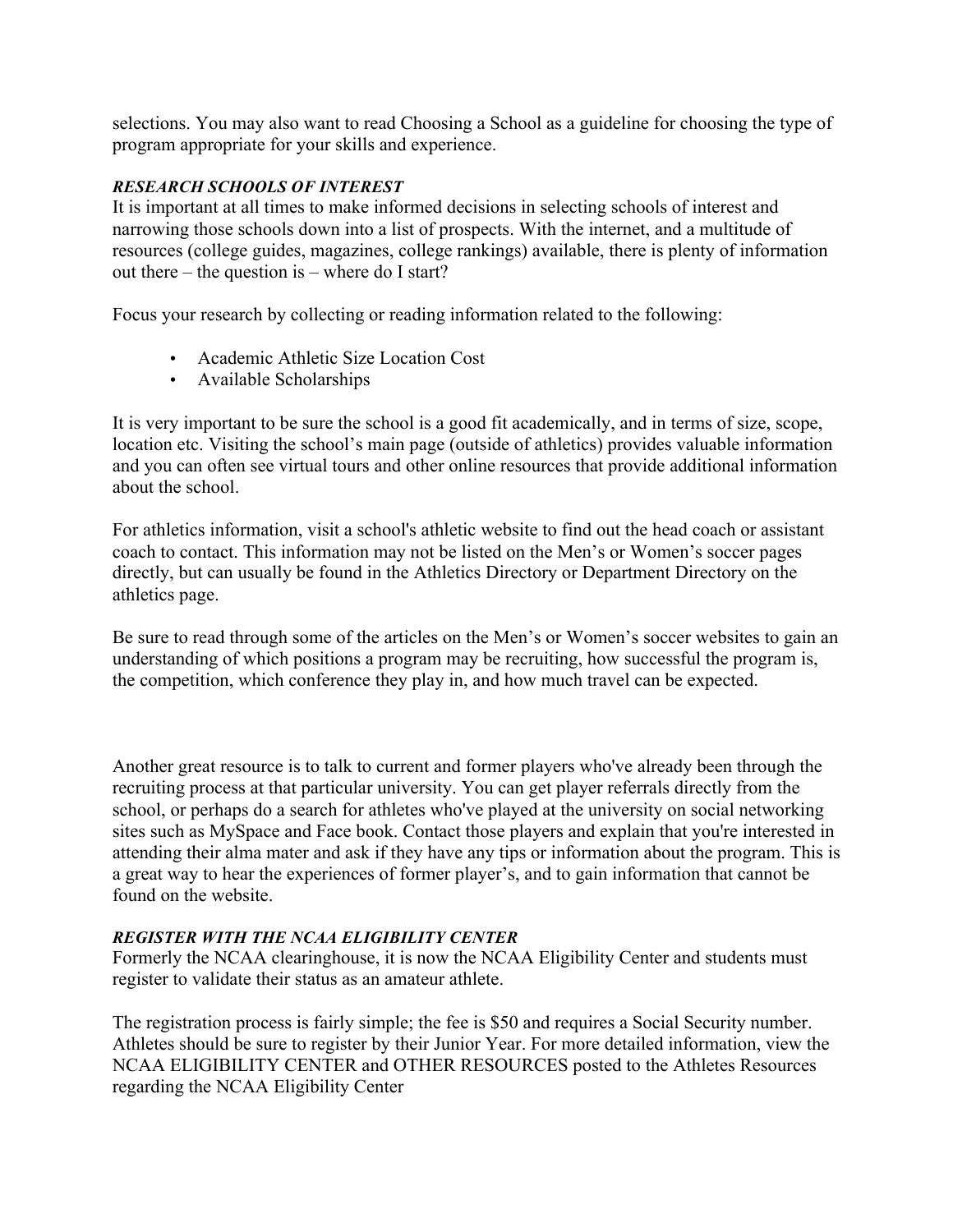selections. You may also want to read Choosing a School as a guideline for choosing the type of program appropriate for your skills and experience.

***RESEARCH SCHOOLS OF INTEREST***

It is important at all times to make informed decisions in selecting schools of interest and narrowing those schools down into a list of prospects. With the internet, and a multitude of resources (college guides, magazines, college rankings) available, there is plenty of information out there – the question is – where do I start?

Focus your research by collecting or reading information related to the following:

- Academic Athletic Size Location Cost
- Available Scholarships

It is very important to be sure the school is a good fit academically, and in terms of size, scope, location etc. Visiting the school's main page (outside of athletics) provides valuable information and you can often see virtual tours and other online resources that provide additional information about the school.

For athletics information, visit a school's athletic website to find out the head coach or assistant coach to contact. This information may not be listed on the Men's or Women's soccer pages directly, but can usually be found in the Athletics Directory or Department Directory on the athletics page.

Be sure to read through some of the articles on the Men's or Women's soccer websites to gain an understanding of which positions a program may be recruiting, how successful the program is, the competition, which conference they play in, and how much travel can be expected.

Another great resource is to talk to current and former players who've already been through the recruiting process at that particular university. You can get player referrals directly from the school, or perhaps do a search for athletes who've played at the university on social networking sites such as MySpace and Face book. Contact those players and explain that you're interested in attending their alma mater and ask if they have any tips or information about the program. This is a great way to hear the experiences of former player's, and to gain information that cannot be found on the website.

***REGISTER WITH THE NCAA ELIGIBILITY CENTER***

Formerly the NCAA clearinghouse, it is now the NCAA Eligibility Center and students must register to validate their status as an amateur athlete.

The registration process is fairly simple; the fee is $50 and requires a Social Security number. Athletes should be sure to register by their Junior Year. For more detailed information, view the NCAA ELIGIBILITY CENTER and OTHER RESOURCES posted to the Athletes Resources regarding the NCAA Eligibility Center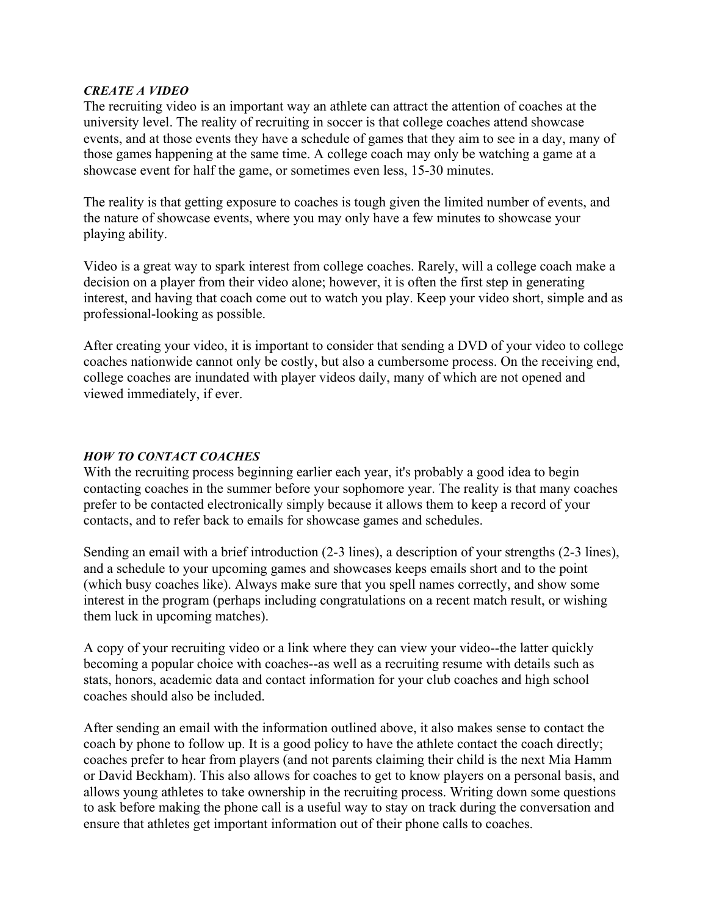### *CREATE A VIDEO*

The recruiting video is an important way an athlete can attract the attention of coaches at the university level. The reality of recruiting in soccer is that college coaches attend showcase events, and at those events they have a schedule of games that they aim to see in a day, many of those games happening at the same time. A college coach may only be watching a game at a showcase event for half the game, or sometimes even less, 15-30 minutes.

The reality is that getting exposure to coaches is tough given the limited number of events, and the nature of showcase events, where you may only have a few minutes to showcase your playing ability.

Video is a great way to spark interest from college coaches. Rarely, will a college coach make a decision on a player from their video alone; however, it is often the first step in generating interest, and having that coach come out to watch you play. Keep your video short, simple and as professional-looking as possible.

After creating your video, it is important to consider that sending a DVD of your video to college coaches nationwide cannot only be costly, but also a cumbersome process. On the receiving end, college coaches are inundated with player videos daily, many of which are not opened and viewed immediately, if ever.

### *HOW TO CONTACT COACHES*

With the recruiting process beginning earlier each year, it's probably a good idea to begin contacting coaches in the summer before your sophomore year. The reality is that many coaches prefer to be contacted electronically simply because it allows them to keep a record of your contacts, and to refer back to emails for showcase games and schedules.

Sending an email with a brief introduction (2-3 lines), a description of your strengths (2-3 lines), and a schedule to your upcoming games and showcases keeps emails short and to the point (which busy coaches like). Always make sure that you spell names correctly, and show some interest in the program (perhaps including congratulations on a recent match result, or wishing them luck in upcoming matches).

A copy of your recruiting video or a link where they can view your video--the latter quickly becoming a popular choice with coaches--as well as a recruiting resume with details such as stats, honors, academic data and contact information for your club coaches and high school coaches should also be included.

After sending an email with the information outlined above, it also makes sense to contact the coach by phone to follow up. It is a good policy to have the athlete contact the coach directly; coaches prefer to hear from players (and not parents claiming their child is the next Mia Hamm or David Beckham). This also allows for coaches to get to know players on a personal basis, and allows young athletes to take ownership in the recruiting process. Writing down some questions to ask before making the phone call is a useful way to stay on track during the conversation and ensure that athletes get important information out of their phone calls to coaches.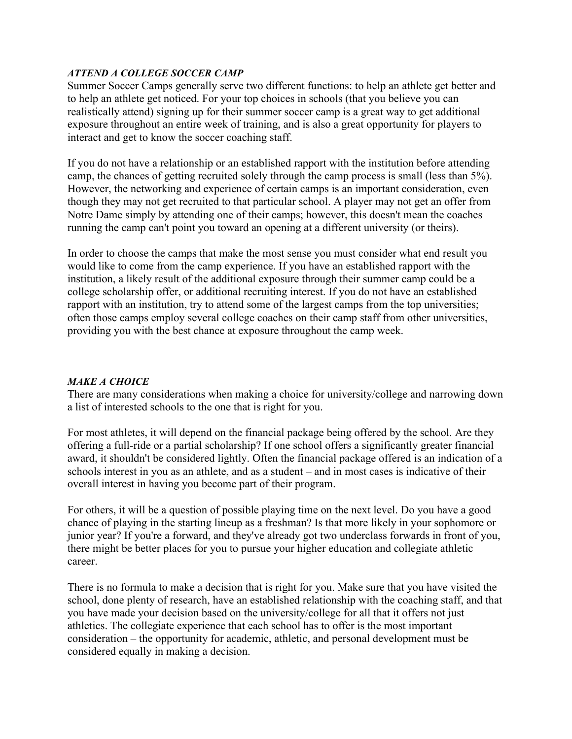### *ATTEND A COLLEGE SOCCER CAMP*

Summer Soccer Camps generally serve two different functions: to help an athlete get better and to help an athlete get noticed. For your top choices in schools (that you believe you can realistically attend) signing up for their summer soccer camp is a great way to get additional exposure throughout an entire week of training, and is also a great opportunity for players to interact and get to know the soccer coaching staff.

If you do not have a relationship or an established rapport with the institution before attending camp, the chances of getting recruited solely through the camp process is small (less than 5%). However, the networking and experience of certain camps is an important consideration, even though they may not get recruited to that particular school. A player may not get an offer from Notre Dame simply by attending one of their camps; however, this doesn't mean the coaches running the camp can't point you toward an opening at a different university (or theirs).

In order to choose the camps that make the most sense you must consider what end result you would like to come from the camp experience. If you have an established rapport with the institution, a likely result of the additional exposure through their summer camp could be a college scholarship offer, or additional recruiting interest. If you do not have an established rapport with an institution, try to attend some of the largest camps from the top universities; often those camps employ several college coaches on their camp staff from other universities, providing you with the best chance at exposure throughout the camp week.

### *MAKE A CHOICE*

There are many considerations when making a choice for university/college and narrowing down a list of interested schools to the one that is right for you.

For most athletes, it will depend on the financial package being offered by the school. Are they offering a full-ride or a partial scholarship? If one school offers a significantly greater financial award, it shouldn't be considered lightly. Often the financial package offered is an indication of a schools interest in you as an athlete, and as a student – and in most cases is indicative of their overall interest in having you become part of their program.

For others, it will be a question of possible playing time on the next level. Do you have a good chance of playing in the starting lineup as a freshman? Is that more likely in your sophomore or junior year? If you're a forward, and they've already got two underclass forwards in front of you, there might be better places for you to pursue your higher education and collegiate athletic career.

There is no formula to make a decision that is right for you. Make sure that you have visited the school, done plenty of research, have an established relationship with the coaching staff, and that you have made your decision based on the university/college for all that it offers not just athletics. The collegiate experience that each school has to offer is the most important consideration – the opportunity for academic, athletic, and personal development must be considered equally in making a decision.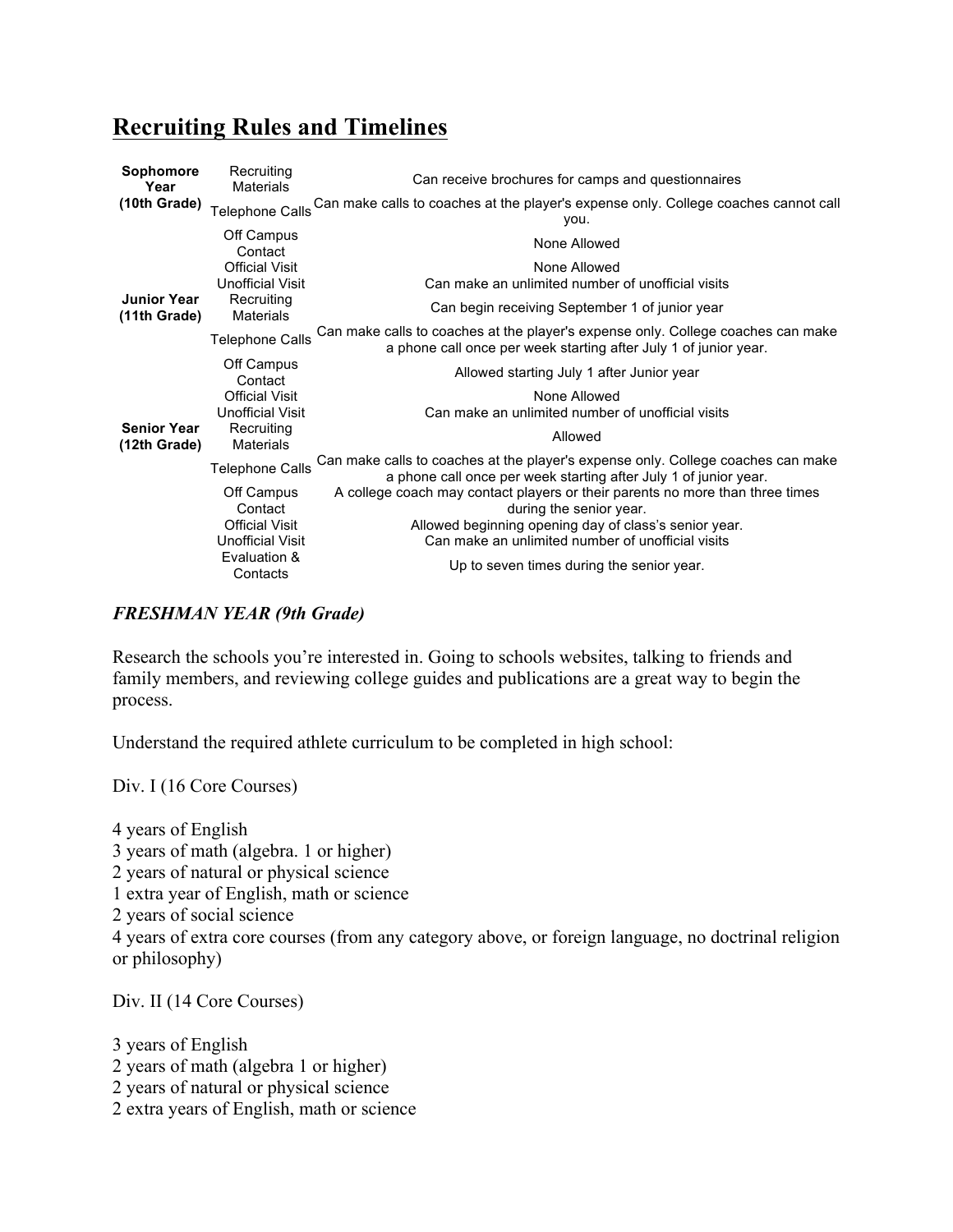## Recruiting Rules and Timelines

| | | |
|---|---|---|
| **Sophomore Year (10th Grade)** | Recruiting Materials | Can receive brochures for camps and questionnaires |
| | Telephone Calls | Can make calls to coaches at the player's expense only. College coaches cannot call you. |
| | Off Campus Contact | None Allowed |
| | Official Visit | None Allowed |
| | Unofficial Visit | Can make an unlimited number of unofficial visits |
| **Junior Year (11th Grade)** | Recruiting Materials | Can begin receiving September 1 of junior year |
| | Telephone Calls | Can make calls to coaches at the player's expense only. College coaches can make a phone call once per week starting after July 1 of junior year. |
| | Off Campus Contact | Allowed starting July 1 after Junior year |
| | Official Visit | None Allowed |
| | Unofficial Visit | Can make an unlimited number of unofficial visits |
| **Senior Year (12th Grade)** | Recruiting Materials | Allowed |
| | Telephone Calls | Can make calls to coaches at the player's expense only. College coaches can make a phone call once per week starting after July 1 of junior year. |
| | Off Campus Contact | A college coach may contact players or their parents no more than three times during the senior year. |
| | Official Visit | Allowed beginning opening day of class's senior year. |
| | Unofficial Visit | Can make an unlimited number of unofficial visits |
| | Evaluation & Contacts | Up to seven times during the senior year. |

### *FRESHMAN YEAR (9th Grade)*

Research the schools you're interested in. Going to schools websites, talking to friends and family members, and reviewing college guides and publications are a great way to begin the process.

Understand the required athlete curriculum to be completed in high school:

Div. I (16 Core Courses)

4 years of English
3 years of math (algebra. 1 or higher)
2 years of natural or physical science
1 extra year of English, math or science
2 years of social science
4 years of extra core courses (from any category above, or foreign language, no doctrinal religion or philosophy)

Div. II (14 Core Courses)

3 years of English
2 years of math (algebra 1 or higher)
2 years of natural or physical science
2 extra years of English, math or science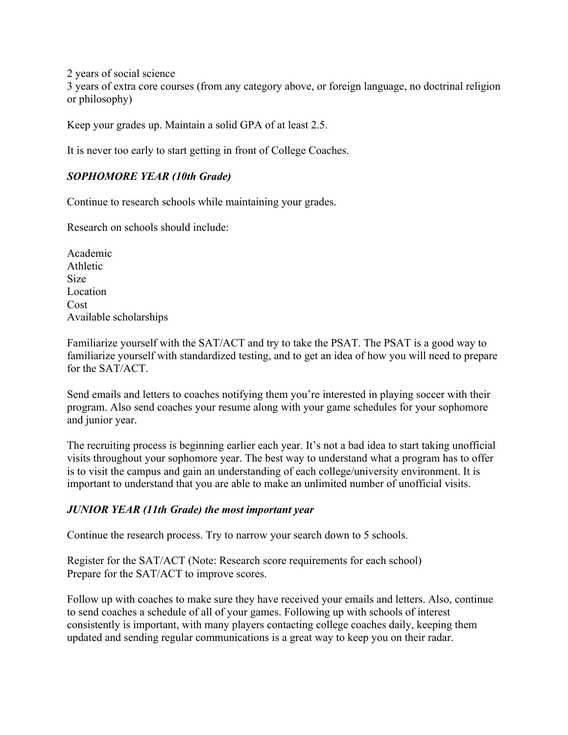2 years of social science
3 years of extra core courses (from any category above, or foreign language, no doctrinal religion or philosophy)

Keep your grades up. Maintain a solid GPA of at least 2.5.

It is never too early to start getting in front of College Coaches.

### *SOPHOMORE YEAR (10th Grade)*

Continue to research schools while maintaining your grades.

Research on schools should include:

Academic
Athletic
Size
Location
Cost
Available scholarships

Familiarize yourself with the SAT/ACT and try to take the PSAT. The PSAT is a good way to familiarize yourself with standardized testing, and to get an idea of how you will need to prepare for the SAT/ACT.

Send emails and letters to coaches notifying them you're interested in playing soccer with their program. Also send coaches your resume along with your game schedules for your sophomore and junior year.

The recruiting process is beginning earlier each year. It's not a bad idea to start taking unofficial visits throughout your sophomore year. The best way to understand what a program has to offer is to visit the campus and gain an understanding of each college/university environment. It is important to understand that you are able to make an unlimited number of unofficial visits.

### *JUNIOR YEAR (11th Grade) the most important year*

Continue the research process. Try to narrow your search down to 5 schools.

Register for the SAT/ACT (Note: Research score requirements for each school)
Prepare for the SAT/ACT to improve scores.

Follow up with coaches to make sure they have received your emails and letters. Also, continue to send coaches a schedule of all of your games. Following up with schools of interest consistently is important, with many players contacting college coaches daily, keeping them updated and sending regular communications is a great way to keep you on their radar.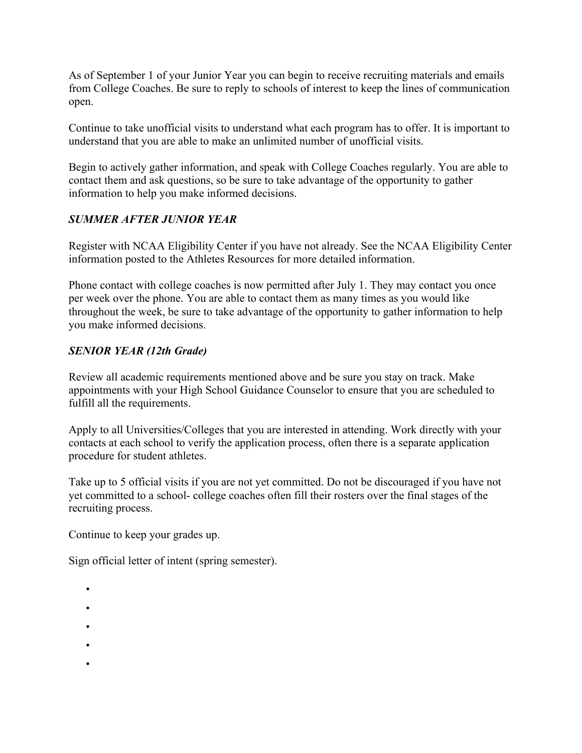As of September 1 of your Junior Year you can begin to receive recruiting materials and emails from College Coaches. Be sure to reply to schools of interest to keep the lines of communication open.

Continue to take unofficial visits to understand what each program has to offer. It is important to understand that you are able to make an unlimited number of unofficial visits.

Begin to actively gather information, and speak with College Coaches regularly. You are able to contact them and ask questions, so be sure to take advantage of the opportunity to gather information to help you make informed decisions.

### ***SUMMER AFTER JUNIOR YEAR***

Register with NCAA Eligibility Center if you have not already. See the NCAA Eligibility Center information posted to the Athletes Resources for more detailed information.

Phone contact with college coaches is now permitted after July 1. They may contact you once per week over the phone. You are able to contact them as many times as you would like throughout the week, be sure to take advantage of the opportunity to gather information to help you make informed decisions.

### ***SENIOR YEAR (12th Grade)***

Review all academic requirements mentioned above and be sure you stay on track. Make appointments with your High School Guidance Counselor to ensure that you are scheduled to fulfill all the requirements.

Apply to all Universities/Colleges that you are interested in attending. Work directly with your contacts at each school to verify the application process, often there is a separate application procedure for student athletes.

Take up to 5 official visits if you are not yet committed. Do not be discouraged if you have not yet committed to a school- college coaches often fill their rosters over the final stages of the recruiting process.

Continue to keep your grades up.

Sign official letter of intent (spring semester).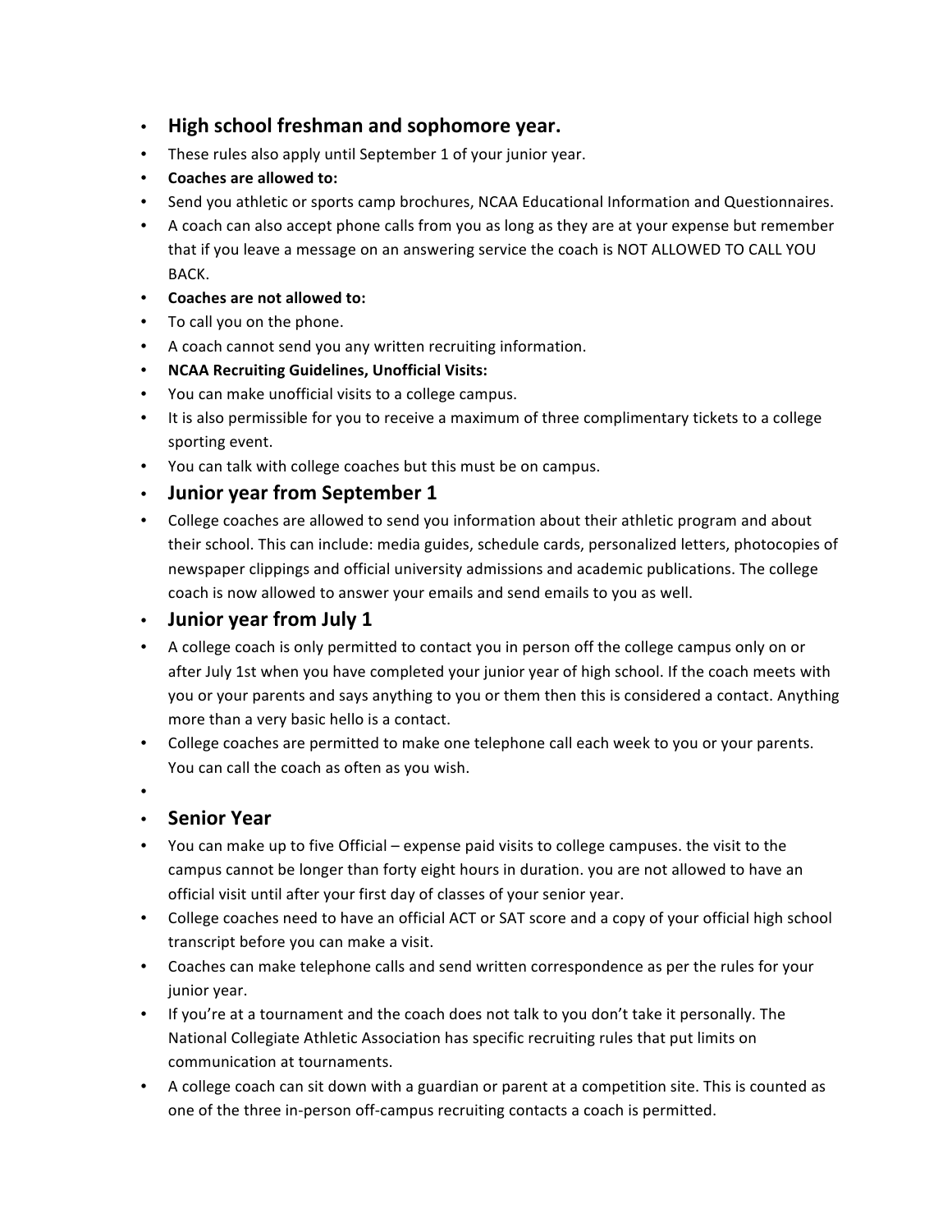## High school freshman and sophomore year.

- These rules also apply until September 1 of your junior year.
- **Coaches are allowed to:**
- Send you athletic or sports camp brochures, NCAA Educational Information and Questionnaires.
- A coach can also accept phone calls from you as long as they are at your expense but remember that if you leave a message on an answering service the coach is NOT ALLOWED TO CALL YOU BACK.
- **Coaches are not allowed to:**
- To call you on the phone.
- A coach cannot send you any written recruiting information.
- **NCAA Recruiting Guidelines, Unofficial Visits:**
- You can make unofficial visits to a college campus.
- It is also permissible for you to receive a maximum of three complimentary tickets to a college sporting event.
- You can talk with college coaches but this must be on campus.

## Junior year from September 1

- College coaches are allowed to send you information about their athletic program and about their school. This can include: media guides, schedule cards, personalized letters, photocopies of newspaper clippings and official university admissions and academic publications. The college coach is now allowed to answer your emails and send emails to you as well.

## Junior year from July 1

- A college coach is only permitted to contact you in person off the college campus only on or after July 1st when you have completed your junior year of high school. If the coach meets with you or your parents and says anything to you or them then this is considered a contact. Anything more than a very basic hello is a contact.
- College coaches are permitted to make one telephone call each week to you or your parents. You can call the coach as often as you wish.

## Senior Year

- You can make up to five Official – expense paid visits to college campuses. the visit to the campus cannot be longer than forty eight hours in duration. you are not allowed to have an official visit until after your first day of classes of your senior year.
- College coaches need to have an official ACT or SAT score and a copy of your official high school transcript before you can make a visit.
- Coaches can make telephone calls and send written correspondence as per the rules for your junior year.
- If you're at a tournament and the coach does not talk to you don't take it personally. The National Collegiate Athletic Association has specific recruiting rules that put limits on communication at tournaments.
- A college coach can sit down with a guardian or parent at a competition site. This is counted as one of the three in-person off-campus recruiting contacts a coach is permitted.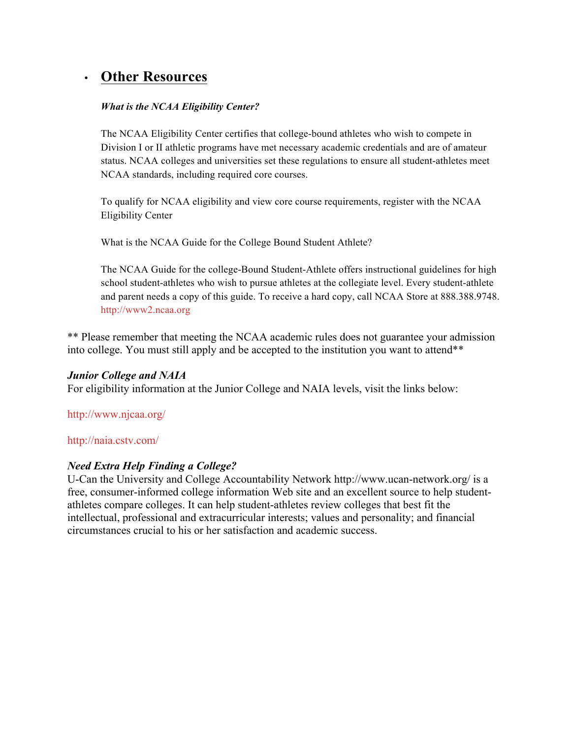- ## Other Resources

  ***What is the NCAA Eligibility Center?***

  The NCAA Eligibility Center certifies that college-bound athletes who wish to compete in Division I or II athletic programs have met necessary academic credentials and are of amateur status. NCAA colleges and universities set these regulations to ensure all student-athletes meet NCAA standards, including required core courses.

  To qualify for NCAA eligibility and view core course requirements, register with the NCAA Eligibility Center

  What is the NCAA Guide for the College Bound Student Athlete?

  The NCAA Guide for the college-Bound Student-Athlete offers instructional guidelines for high school student-athletes who wish to pursue athletes at the collegiate level. Every student-athlete and parent needs a copy of this guide. To receive a hard copy, call NCAA Store at 888.388.9748. http://www2.ncaa.org

** Please remember that meeting the NCAA academic rules does not guarantee your admission into college. You must still apply and be accepted to the institution you want to attend**

***Junior College and NAIA***
For eligibility information at the Junior College and NAIA levels, visit the links below:

http://www.njcaa.org/

http://naia.cstv.com/

***Need Extra Help Finding a College?***
U-Can the University and College Accountability Network http://www.ucan-network.org/ is a free, consumer-informed college information Web site and an excellent source to help student-athletes compare colleges. It can help student-athletes review colleges that best fit the intellectual, professional and extracurricular interests; values and personality; and financial circumstances crucial to his or her satisfaction and academic success.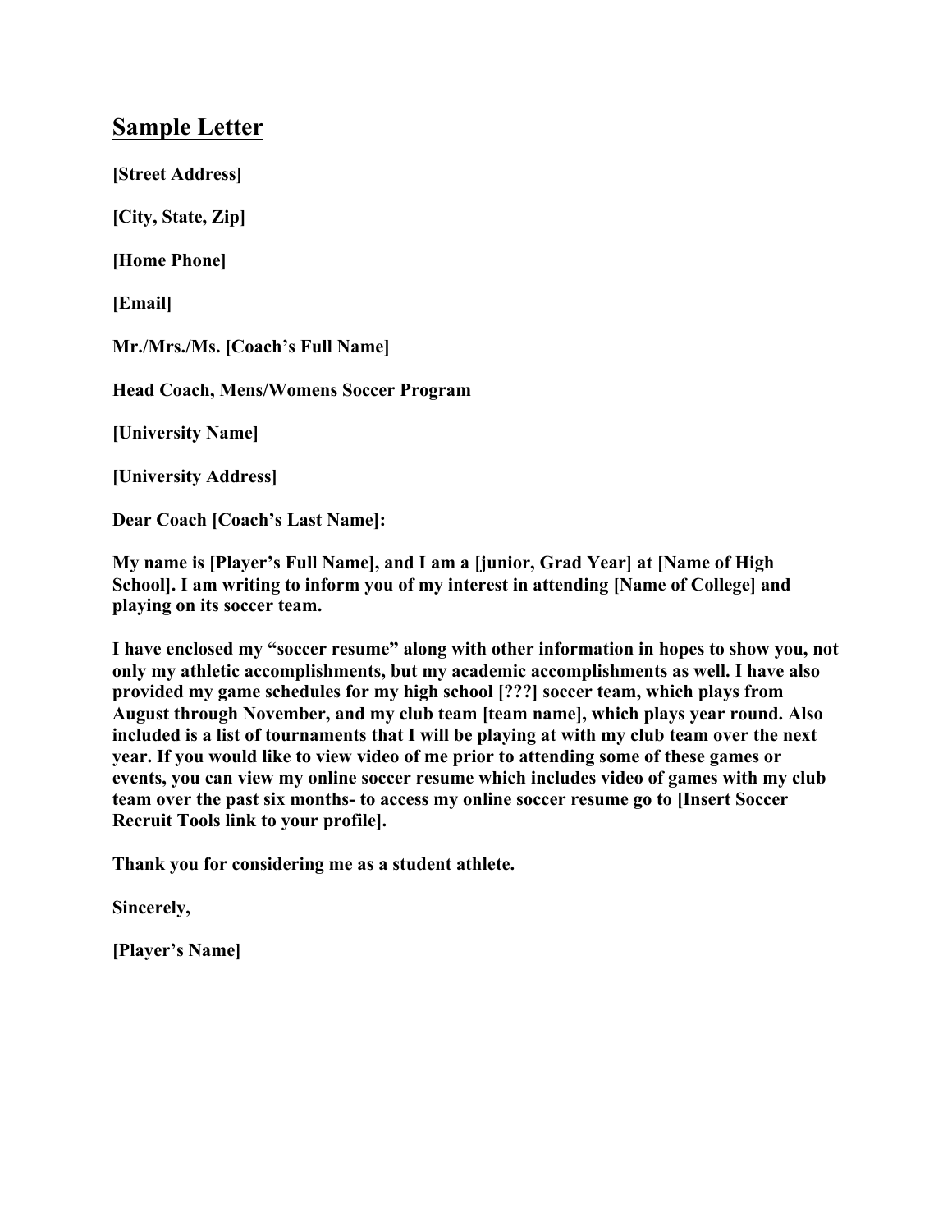## Sample Letter

**[Street Address]**

**[City, State, Zip]**

**[Home Phone]**

**[Email]**

**Mr./Mrs./Ms. [Coach's Full Name]**

**Head Coach, Mens/Womens Soccer Program**

**[University Name]**

**[University Address]**

**Dear Coach [Coach's Last Name]:**

**My name is [Player's Full Name], and I am a [junior, Grad Year] at [Name of High School]. I am writing to inform you of my interest in attending [Name of College] and playing on its soccer team.**

**I have enclosed my "soccer resume" along with other information in hopes to show you, not only my athletic accomplishments, but my academic accomplishments as well. I have also provided my game schedules for my high school [???] soccer team, which plays from August through November, and my club team [team name], which plays year round. Also included is a list of tournaments that I will be playing at with my club team over the next year. If you would like to view video of me prior to attending some of these games or events, you can view my online soccer resume which includes video of games with my club team over the past six months- to access my online soccer resume go to [Insert Soccer Recruit Tools link to your profile].**

**Thank you for considering me as a student athlete.**

**Sincerely,**

**[Player's Name]**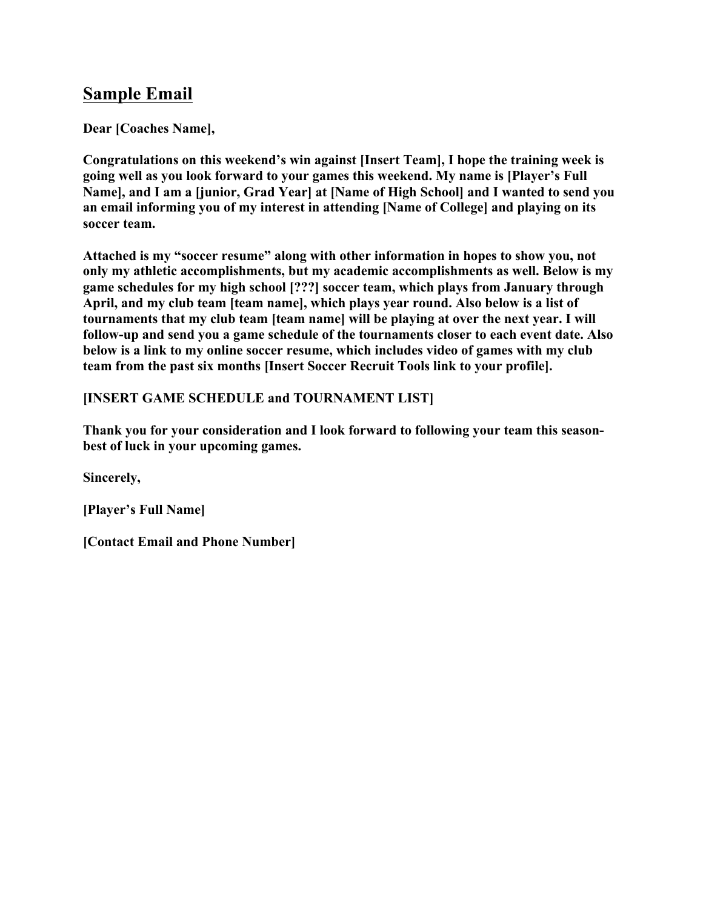## Sample Email

**Dear [Coaches Name],**

**Congratulations on this weekend's win against [Insert Team], I hope the training week is going well as you look forward to your games this weekend. My name is [Player's Full Name], and I am a [junior, Grad Year] at [Name of High School] and I wanted to send you an email informing you of my interest in attending [Name of College] and playing on its soccer team.**

**Attached is my "soccer resume" along with other information in hopes to show you, not only my athletic accomplishments, but my academic accomplishments as well. Below is my game schedules for my high school [???] soccer team, which plays from January through April, and my club team [team name], which plays year round. Also below is a list of tournaments that my club team [team name] will be playing at over the next year. I will follow-up and send you a game schedule of the tournaments closer to each event date. Also below is a link to my online soccer resume, which includes video of games with my club team from the past six months [Insert Soccer Recruit Tools link to your profile].**

**[INSERT GAME SCHEDULE and TOURNAMENT LIST]**

**Thank you for your consideration and I look forward to following your team this season-best of luck in your upcoming games.**

**Sincerely,**

**[Player's Full Name]**

**[Contact Email and Phone Number]**